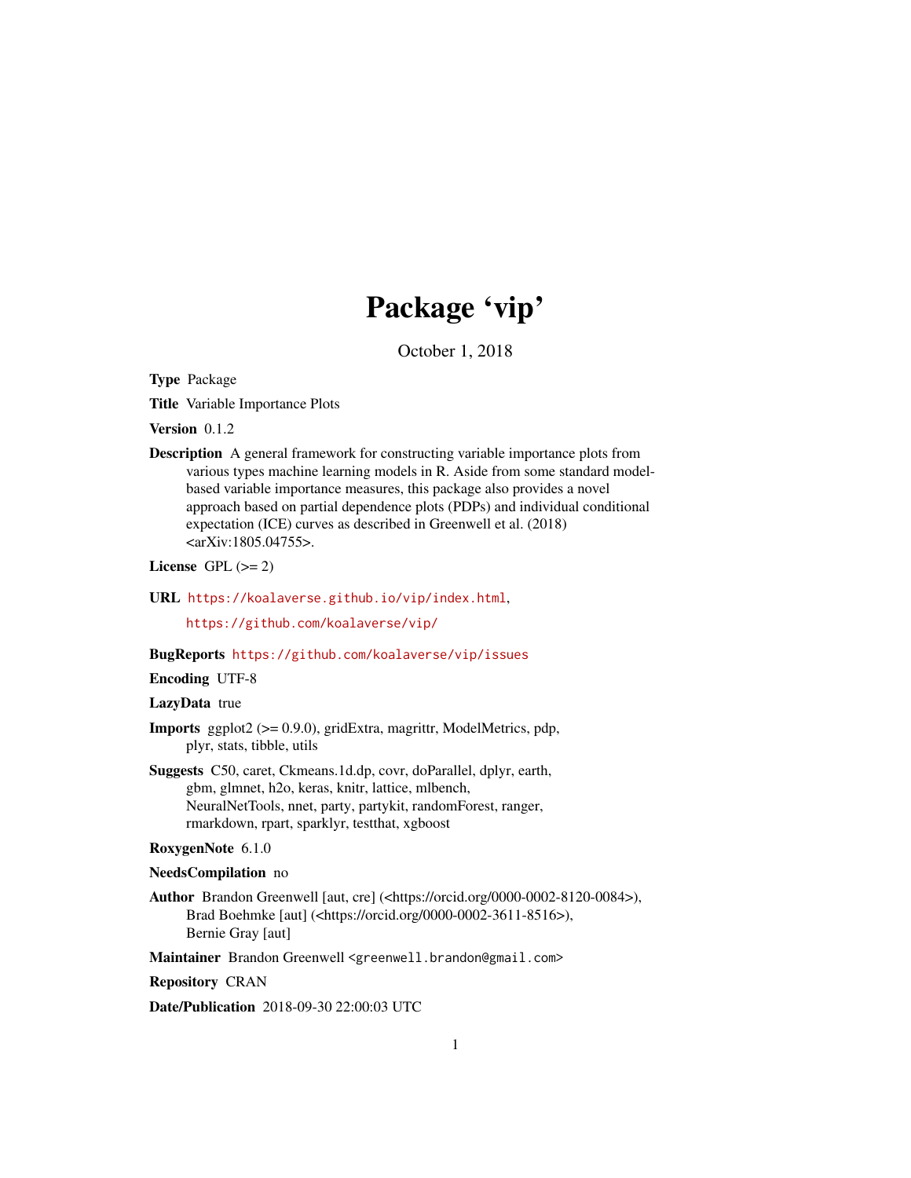# Package 'vip'

October 1, 2018

**Type** Package

**Title** Variable Importance Plots

**Version** 0.1.2

**Description** A general framework for constructing variable importance plots from various types machine learning models in R. Aside from some standard model-based variable importance measures, this package also provides a novel approach based on partial dependence plots (PDPs) and individual conditional expectation (ICE) curves as described in Greenwell et al. (2018) <arXiv:1805.04755>.

**License** GPL (>= 2)

**URL** https://koalaverse.github.io/vip/index.html,
https://github.com/koalaverse/vip/

**BugReports** https://github.com/koalaverse/vip/issues

**Encoding** UTF-8

**LazyData** true

**Imports** ggplot2 (>= 0.9.0), gridExtra, magrittr, ModelMetrics, pdp, plyr, stats, tibble, utils

**Suggests** C50, caret, Ckmeans.1d.dp, covr, doParallel, dplyr, earth, gbm, glmnet, h2o, keras, knitr, lattice, mlbench, NeuralNetTools, nnet, party, partykit, randomForest, ranger, rmarkdown, rpart, sparklyr, testthat, xgboost

**RoxygenNote** 6.1.0

**NeedsCompilation** no

**Author** Brandon Greenwell [aut, cre] (<https://orcid.org/0000-0002-8120-0084>), Brad Boehmke [aut] (<https://orcid.org/0000-0002-3611-8516>), Bernie Gray [aut]

**Maintainer** Brandon Greenwell <greenwell.brandon@gmail.com>

**Repository** CRAN

**Date/Publication** 2018-09-30 22:00:03 UTC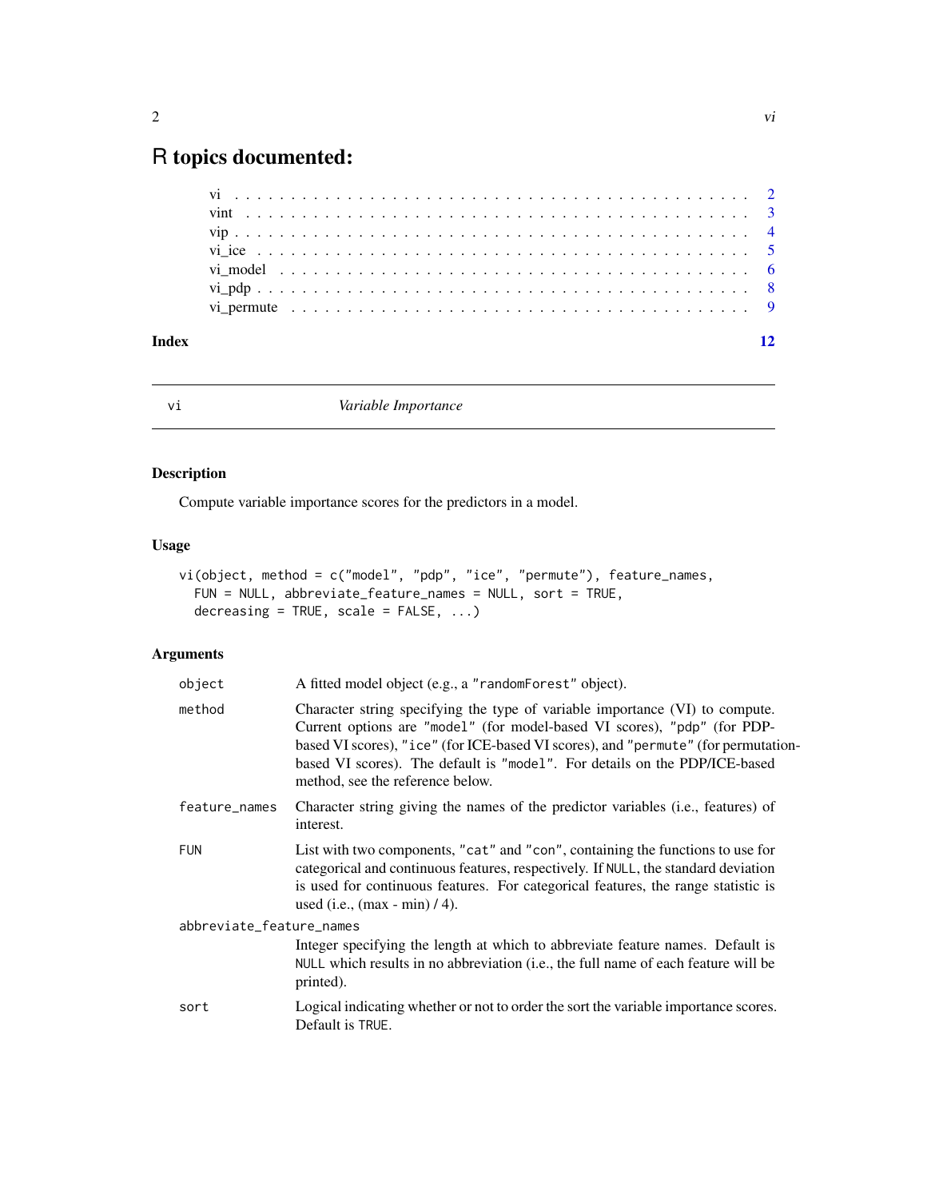# R topics documented:

| | |
|---|---|
| vi | 2 |
| vint | 3 |
| vip | 4 |
| vi_ice | 5 |
| vi_model | 6 |
| vi_pdp | 8 |
| vi_permute | 9 |
| **Index** | **12** |

---

## vi — *Variable Importance*

### Description

Compute variable importance scores for the predictors in a model.

### Usage

```
vi(object, method = c("model", "pdp", "ice", "permute"), feature_names,
  FUN = NULL, abbreviate_feature_names = NULL, sort = TRUE,
  decreasing = TRUE, scale = FALSE, ...)
```

### Arguments

`object` — A fitted model object (e.g., a "randomForest" object).

`method` — Character string specifying the type of variable importance (VI) to compute. Current options are "model" (for model-based VI scores), "pdp" (for PDP-based VI scores), "ice" (for ICE-based VI scores), and "permute" (for permutation-based VI scores). The default is "model". For details on the PDP/ICE-based method, see the reference below.

`feature_names` — Character string giving the names of the predictor variables (i.e., features) of interest.

`FUN` — List with two components, "cat" and "con", containing the functions to use for categorical and continuous features, respectively. If `NULL`, the standard deviation is used for continuous features. For categorical features, the range statistic is used (i.e., (max - min) / 4).

`abbreviate_feature_names` — Integer specifying the length at which to abbreviate feature names. Default is `NULL` which results in no abbreviation (i.e., the full name of each feature will be printed).

`sort` — Logical indicating whether or not to order the sort the variable importance scores. Default is `TRUE`.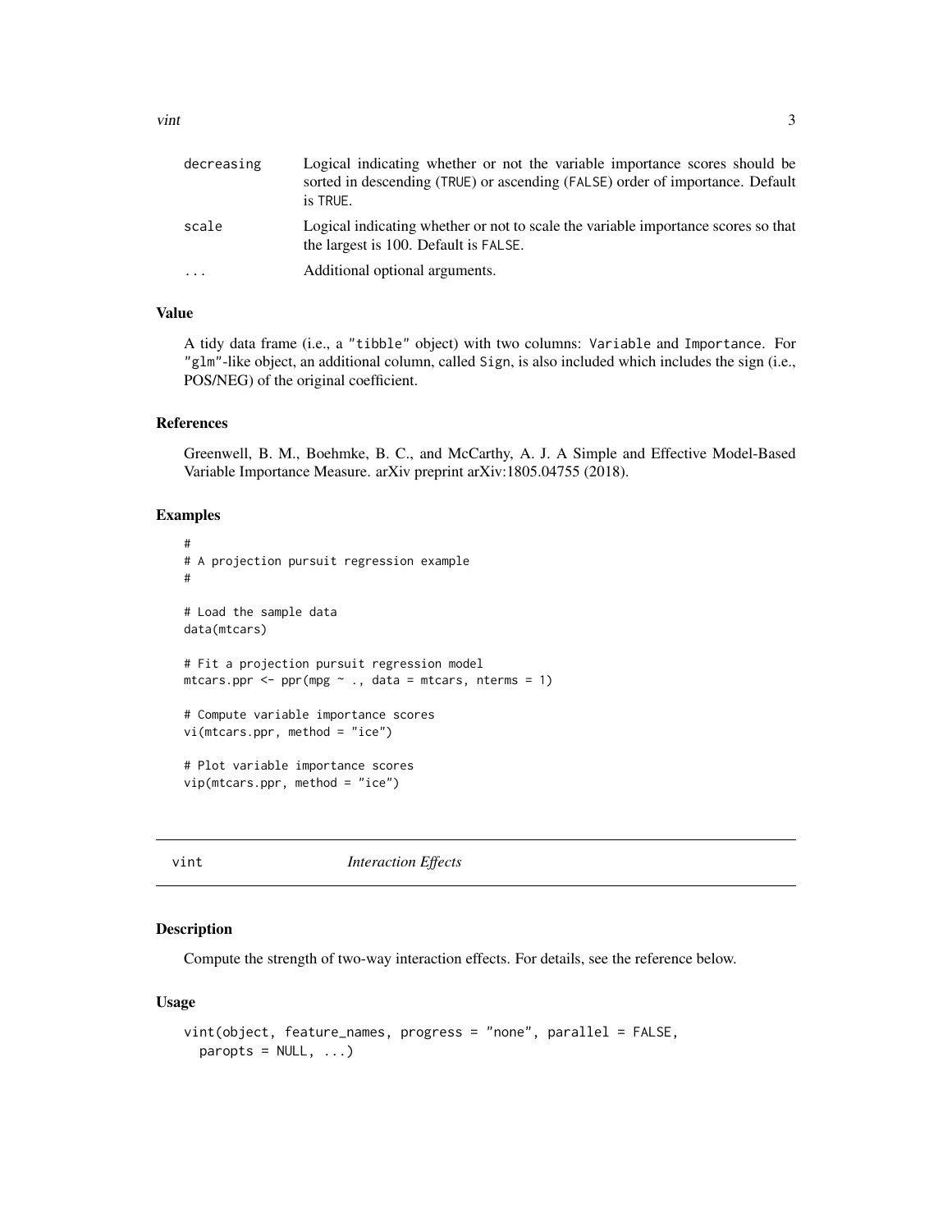| | |
|---|---|
| decreasing | Logical indicating whether or not the variable importance scores should be sorted in descending (TRUE) or ascending (FALSE) order of importance. Default is TRUE. |
| scale | Logical indicating whether or not to scale the variable importance scores so that the largest is 100. Default is FALSE. |
| ... | Additional optional arguments. |

### Value

A tidy data frame (i.e., a "tibble" object) with two columns: Variable and Importance. For "glm"-like object, an additional column, called Sign, is also included which includes the sign (i.e., POS/NEG) of the original coefficient.

### References

Greenwell, B. M., Boehmke, B. C., and McCarthy, A. J. A Simple and Effective Model-Based Variable Importance Measure. arXiv preprint arXiv:1805.04755 (2018).

### Examples

```
#
# A projection pursuit regression example
#

# Load the sample data
data(mtcars)

# Fit a projection pursuit regression model
mtcars.ppr <- ppr(mpg ~ ., data = mtcars, nterms = 1)

# Compute variable importance scores
vi(mtcars.ppr, method = "ice")

# Plot variable importance scores
vip(mtcars.ppr, method = "ice")
```

## vint *Interaction Effects*

### Description

Compute the strength of two-way interaction effects. For details, see the reference below.

### Usage

```
vint(object, feature_names, progress = "none", parallel = FALSE,
  paropts = NULL, ...)
```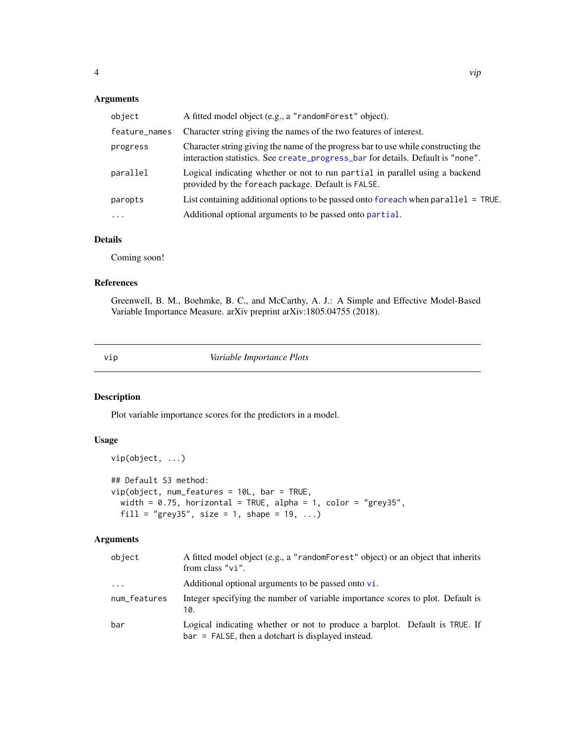### Arguments

| | |
|---|---|
| `object` | A fitted model object (e.g., a `"randomForest"` object). |
| `feature_names` | Character string giving the names of the two features of interest. |
| `progress` | Character string giving the name of the progress bar to use while constructing the interaction statistics. See `create_progress_bar` for details. Default is `"none"`. |
| `parallel` | Logical indicating whether or not to run `partial` in parallel using a backend provided by the `foreach` package. Default is `FALSE`. |
| `paropts` | List containing additional options to be passed onto `foreach` when `parallel = TRUE`. |
| `...` | Additional optional arguments to be passed onto `partial`. |

### Details

Coming soon!

### References

Greenwell, B. M., Boehmke, B. C., and McCarthy, A. J.: A Simple and Effective Model-Based Variable Importance Measure. arXiv preprint arXiv:1805.04755 (2018).

---

## `vip` *Variable Importance Plots*

---

### Description

Plot variable importance scores for the predictors in a model.

### Usage

```
vip(object, ...)

## Default S3 method:
vip(object, num_features = 10L, bar = TRUE,
  width = 0.75, horizontal = TRUE, alpha = 1, color = "grey35",
  fill = "grey35", size = 1, shape = 19, ...)
```

### Arguments

| | |
|---|---|
| `object` | A fitted model object (e.g., a `"randomForest"` object) or an object that inherits from class `"vi"`. |
| `...` | Additional optional arguments to be passed onto `vi`. |
| `num_features` | Integer specifying the number of variable importance scores to plot. Default is `10`. |
| `bar` | Logical indicating whether or not to produce a barplot. Default is `TRUE`. If `bar = FALSE`, then a dotchart is displayed instead. |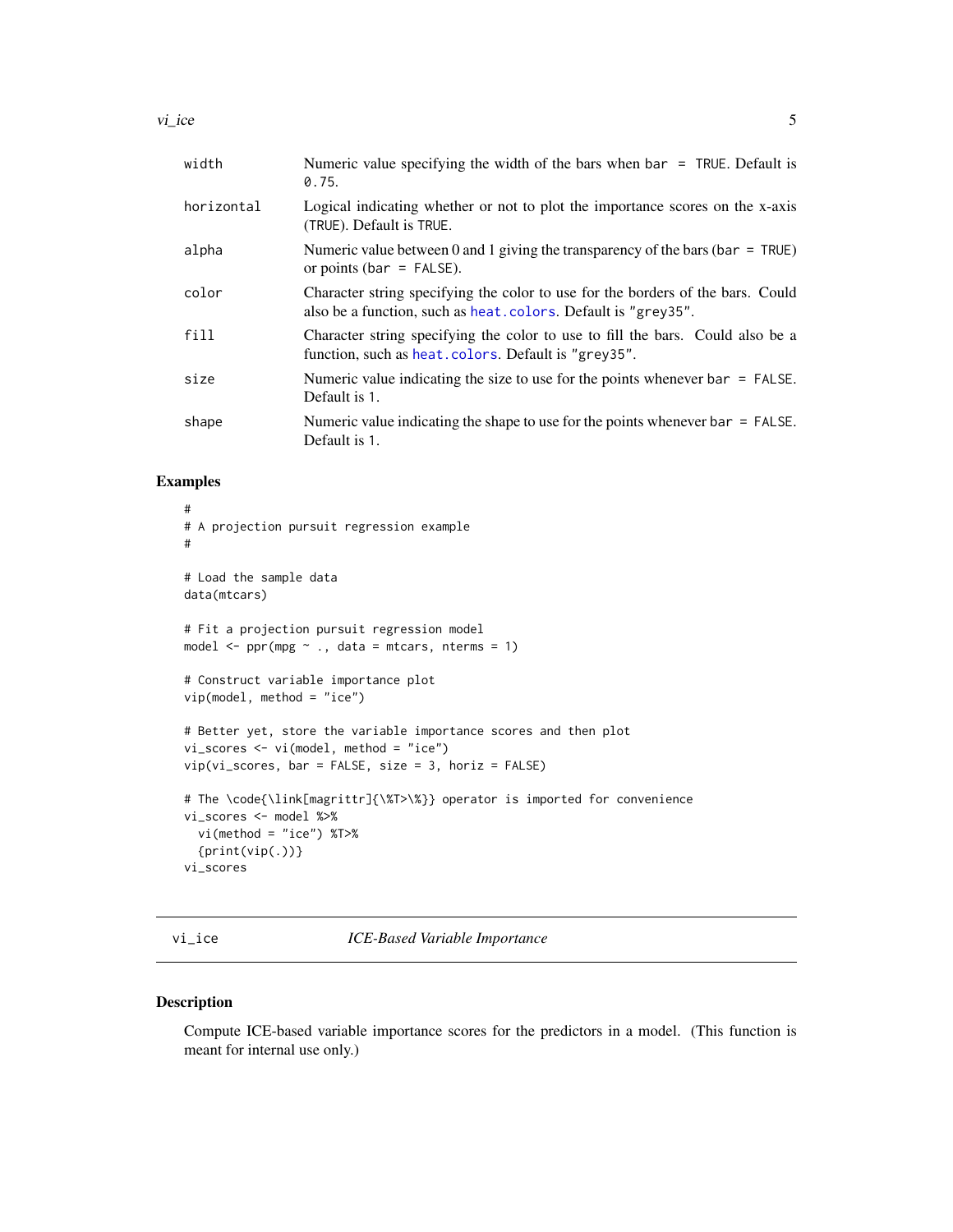| | |
|---|---|
| width | Numeric value specifying the width of the bars when `bar = TRUE`. Default is `0.75`. |
| horizontal | Logical indicating whether or not to plot the importance scores on the x-axis (`TRUE`). Default is `TRUE`. |
| alpha | Numeric value between 0 and 1 giving the transparency of the bars (`bar = TRUE`) or points (`bar = FALSE`). |
| color | Character string specifying the color to use for the borders of the bars. Could also be a function, such as `heat.colors`. Default is `"grey35"`. |
| fill | Character string specifying the color to use to fill the bars. Could also be a function, such as `heat.colors`. Default is `"grey35"`. |
| size | Numeric value indicating the size to use for the points whenever `bar = FALSE`. Default is `1`. |
| shape | Numeric value indicating the shape to use for the points whenever `bar = FALSE`. Default is `1`. |

## Examples

```
#
# A projection pursuit regression example
#

# Load the sample data
data(mtcars)

# Fit a projection pursuit regression model
model <- ppr(mpg ~ ., data = mtcars, nterms = 1)

# Construct variable importance plot
vip(model, method = "ice")

# Better yet, store the variable importance scores and then plot
vi_scores <- vi(model, method = "ice")
vip(vi_scores, bar = FALSE, size = 3, horiz = FALSE)

# The \code{\link[magrittr]{\%T>\%}} operator is imported for convenience
vi_scores <- model %>%
  vi(method = "ice") %T>%
  {print(vip(.))}
vi_scores
```

---

# vi_ice *ICE-Based Variable Importance*

## Description

Compute ICE-based variable importance scores for the predictors in a model. (This function is meant for internal use only.)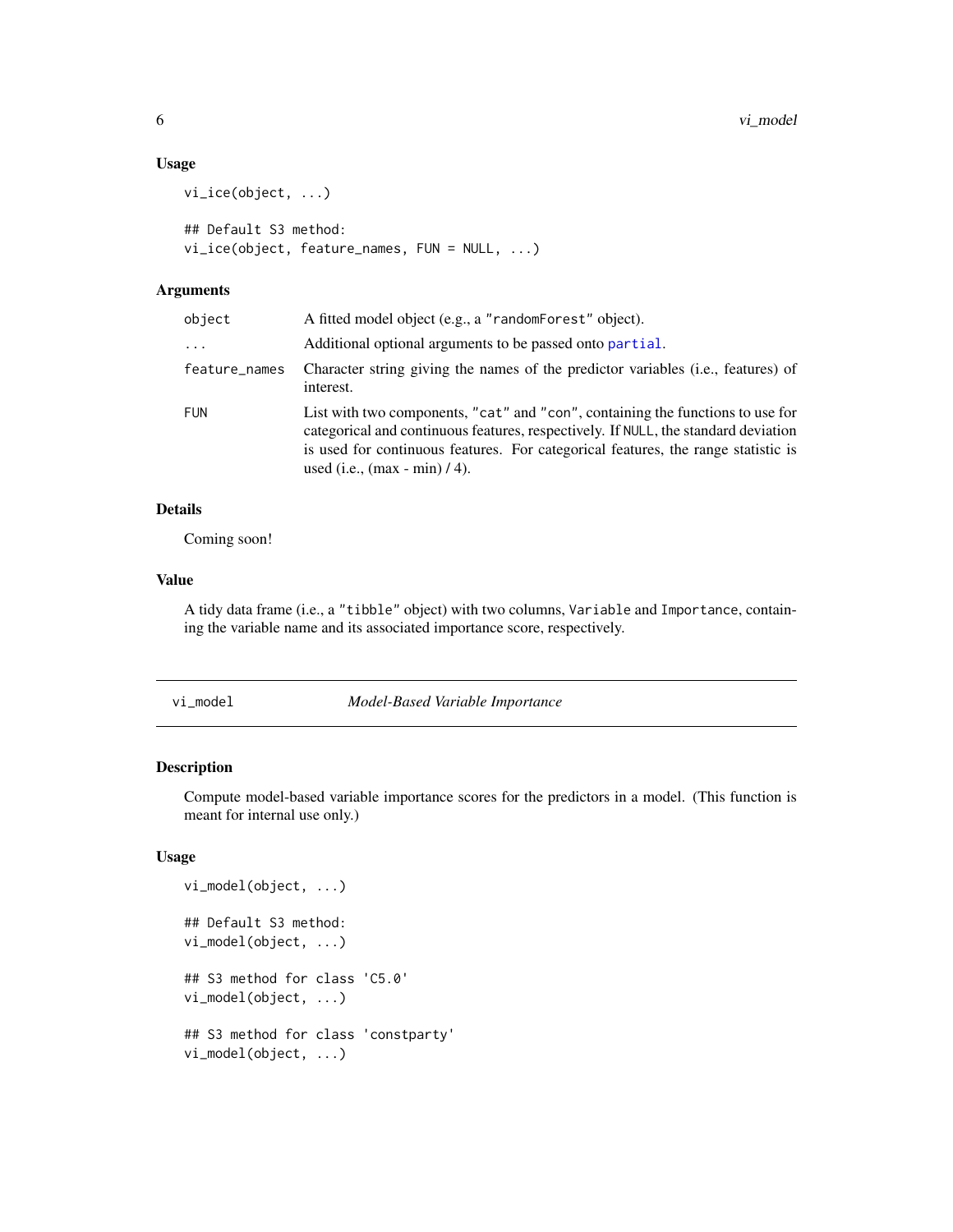### Usage

```
vi_ice(object, ...)

## Default S3 method:
vi_ice(object, feature_names, FUN = NULL, ...)
```

### Arguments

| | |
|---|---|
| `object` | A fitted model object (e.g., a `"randomForest"` object). |
| `...` | Additional optional arguments to be passed onto `partial`. |
| `feature_names` | Character string giving the names of the predictor variables (i.e., features) of interest. |
| `FUN` | List with two components, `"cat"` and `"con"`, containing the functions to use for categorical and continuous features, respectively. If `NULL`, the standard deviation is used for continuous features. For categorical features, the range statistic is used (i.e., (max - min) / 4). |

### Details

Coming soon!

### Value

A tidy data frame (i.e., a `"tibble"` object) with two columns, `Variable` and `Importance`, containing the variable name and its associated importance score, respectively.

---

## vi_model — *Model-Based Variable Importance*

### Description

Compute model-based variable importance scores for the predictors in a model. (This function is meant for internal use only.)

### Usage

```
vi_model(object, ...)

## Default S3 method:
vi_model(object, ...)

## S3 method for class 'C5.0'
vi_model(object, ...)

## S3 method for class 'constparty'
vi_model(object, ...)
```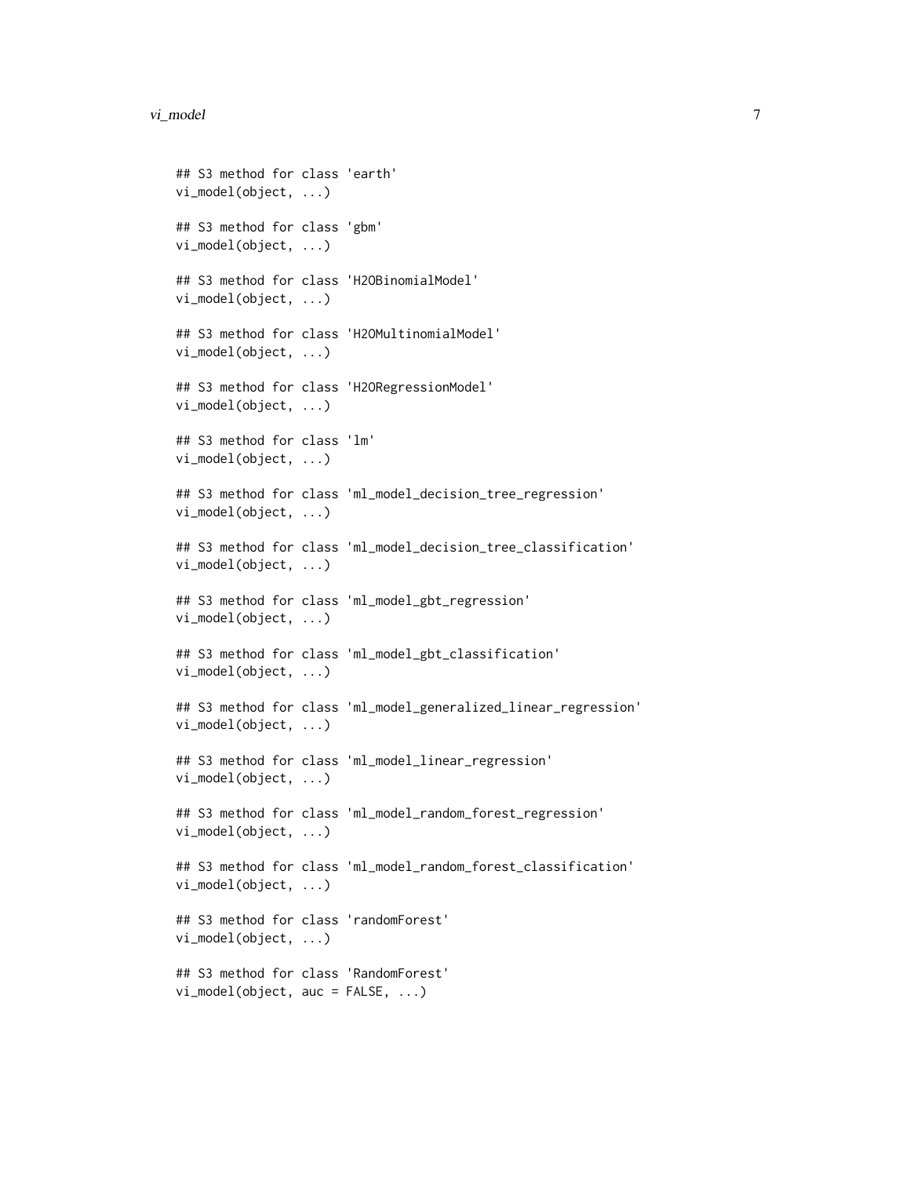```
## S3 method for class 'earth'
vi_model(object, ...)

## S3 method for class 'gbm'
vi_model(object, ...)

## S3 method for class 'H2OBinomialModel'
vi_model(object, ...)

## S3 method for class 'H2OMultinomialModel'
vi_model(object, ...)

## S3 method for class 'H2ORegressionModel'
vi_model(object, ...)

## S3 method for class 'lm'
vi_model(object, ...)

## S3 method for class 'ml_model_decision_tree_regression'
vi_model(object, ...)

## S3 method for class 'ml_model_decision_tree_classification'
vi_model(object, ...)

## S3 method for class 'ml_model_gbt_regression'
vi_model(object, ...)

## S3 method for class 'ml_model_gbt_classification'
vi_model(object, ...)

## S3 method for class 'ml_model_generalized_linear_regression'
vi_model(object, ...)

## S3 method for class 'ml_model_linear_regression'
vi_model(object, ...)

## S3 method for class 'ml_model_random_forest_regression'
vi_model(object, ...)

## S3 method for class 'ml_model_random_forest_classification'
vi_model(object, ...)

## S3 method for class 'randomForest'
vi_model(object, ...)

## S3 method for class 'RandomForest'
vi_model(object, auc = FALSE, ...)
```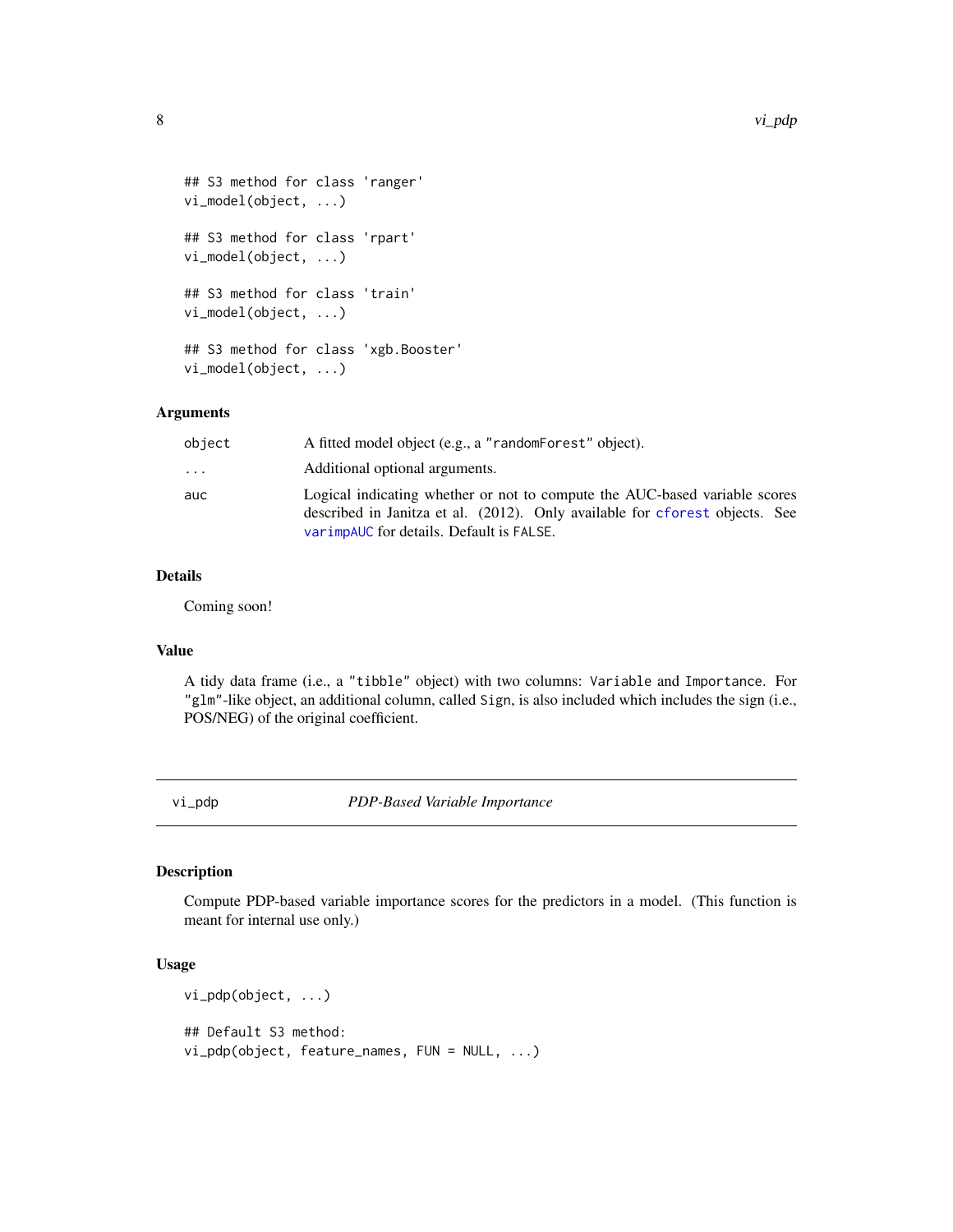```
## S3 method for class 'ranger'
vi_model(object, ...)

## S3 method for class 'rpart'
vi_model(object, ...)

## S3 method for class 'train'
vi_model(object, ...)

## S3 method for class 'xgb.Booster'
vi_model(object, ...)
```

### Arguments

| | |
|---|---|
| object | A fitted model object (e.g., a "randomForest" object). |
| ... | Additional optional arguments. |
| auc | Logical indicating whether or not to compute the AUC-based variable scores described in Janitza et al. (2012). Only available for cforest objects. See varimpAUC for details. Default is FALSE. |

### Details

Coming soon!

### Value

A tidy data frame (i.e., a "tibble" object) with two columns: Variable and Importance. For "glm"-like object, an additional column, called Sign, is also included which includes the sign (i.e., POS/NEG) of the original coefficient.

---

## vi_pdp *PDP-Based Variable Importance*

---

### Description

Compute PDP-based variable importance scores for the predictors in a model. (This function is meant for internal use only.)

### Usage

```
vi_pdp(object, ...)

## Default S3 method:
vi_pdp(object, feature_names, FUN = NULL, ...)
```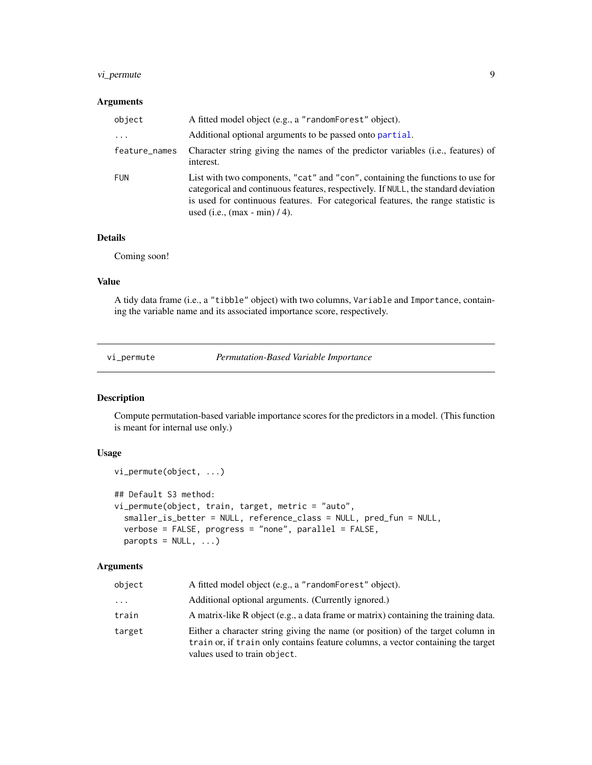### Arguments

| | |
|---|---|
| `object` | A fitted model object (e.g., a `"randomForest"` object). |
| `...` | Additional optional arguments to be passed onto `partial`. |
| `feature_names` | Character string giving the names of the predictor variables (i.e., features) of interest. |
| `FUN` | List with two components, `"cat"` and `"con"`, containing the functions to use for categorical and continuous features, respectively. If `NULL`, the standard deviation is used for continuous features. For categorical features, the range statistic is used (i.e., (max - min) / 4). |

### Details

Coming soon!

### Value

A tidy data frame (i.e., a `"tibble"` object) with two columns, `Variable` and `Importance`, containing the variable name and its associated importance score, respectively.

---

## vi_permute — *Permutation-Based Variable Importance*

---

### Description

Compute permutation-based variable importance scores for the predictors in a model. (This function is meant for internal use only.)

### Usage

```
vi_permute(object, ...)

## Default S3 method:
vi_permute(object, train, target, metric = "auto",
  smaller_is_better = NULL, reference_class = NULL, pred_fun = NULL,
  verbose = FALSE, progress = "none", parallel = FALSE,
  paropts = NULL, ...)
```

### Arguments

| | |
|---|---|
| `object` | A fitted model object (e.g., a `"randomForest"` object). |
| `...` | Additional optional arguments. (Currently ignored.) |
| `train` | A matrix-like R object (e.g., a data frame or matrix) containing the training data. |
| `target` | Either a character string giving the name (or position) of the target column in `train` or, if `train` only contains feature columns, a vector containing the target values used to train `object`. |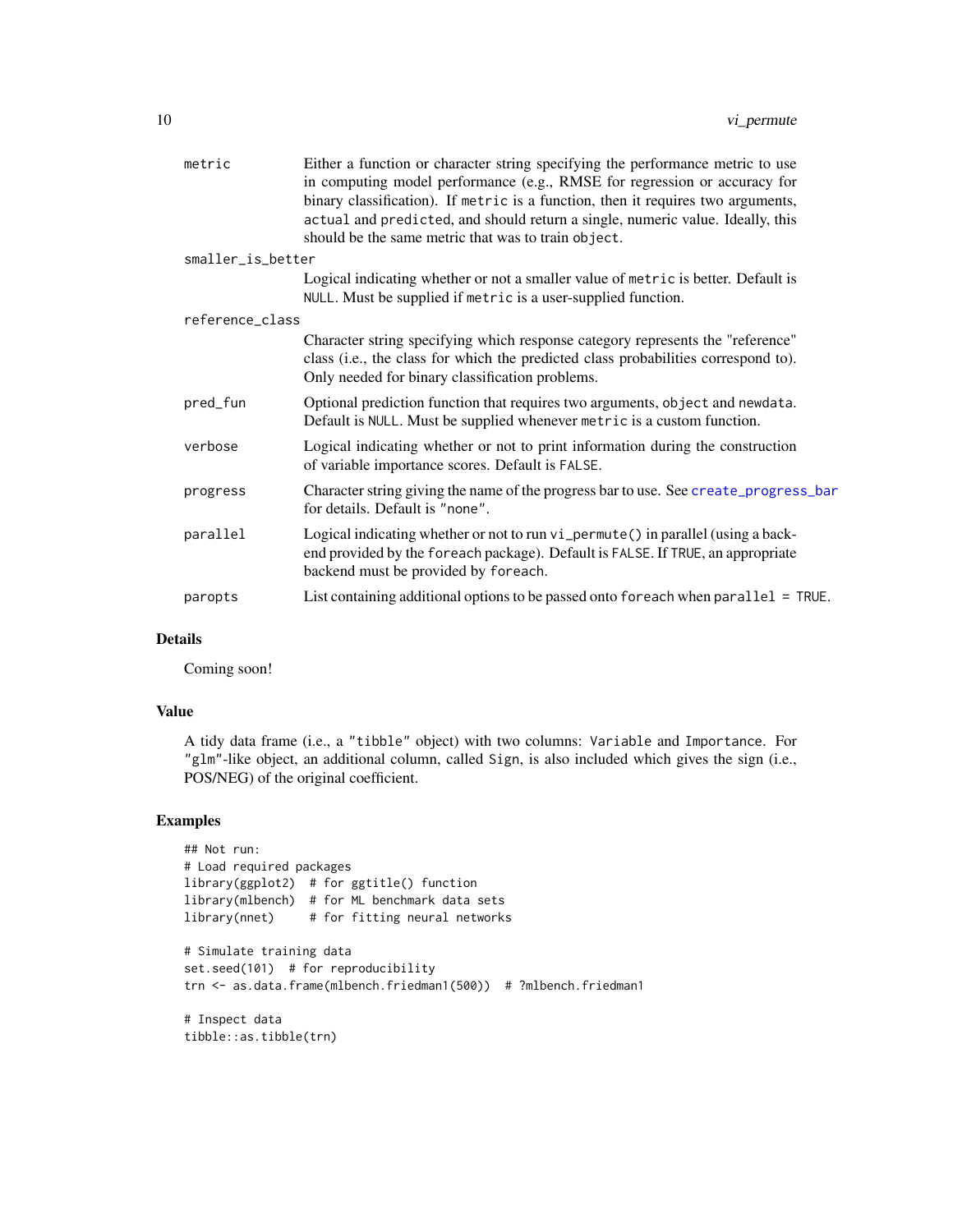| | |
|---|---|
| `metric` | Either a function or character string specifying the performance metric to use in computing model performance (e.g., RMSE for regression or accuracy for binary classification). If `metric` is a function, then it requires two arguments, `actual` and `predicted`, and should return a single, numeric value. Ideally, this should be the same metric that was to train `object`. |
| `smaller_is_better` | Logical indicating whether or not a smaller value of `metric` is better. Default is `NULL`. Must be supplied if `metric` is a user-supplied function. |
| `reference_class` | Character string specifying which response category represents the "reference" class (i.e., the class for which the predicted class probabilities correspond to). Only needed for binary classification problems. |
| `pred_fun` | Optional prediction function that requires two arguments, `object` and `newdata`. Default is `NULL`. Must be supplied whenever `metric` is a custom function. |
| `verbose` | Logical indicating whether or not to print information during the construction of variable importance scores. Default is `FALSE`. |
| `progress` | Character string giving the name of the progress bar to use. See `create_progress_bar` for details. Default is `"none"`. |
| `parallel` | Logical indicating whether or not to run `vi_permute()` in parallel (using a backend provided by the `foreach` package). Default is `FALSE`. If `TRUE`, an appropriate backend must be provided by `foreach`. |
| `paropts` | List containing additional options to be passed onto `foreach` when `parallel = TRUE`. |

## Details

Coming soon!

## Value

A tidy data frame (i.e., a `"tibble"` object) with two columns: `Variable` and `Importance`. For `"glm"`-like object, an additional column, called `Sign`, is also included which gives the sign (i.e., POS/NEG) of the original coefficient.

## Examples

```
## Not run:
# Load required packages
library(ggplot2)  # for ggtitle() function
library(mlbench)  # for ML benchmark data sets
library(nnet)     # for fitting neural networks

# Simulate training data
set.seed(101)  # for reproducibility
trn <- as.data.frame(mlbench.friedman1(500))  # ?mlbench.friedman1

# Inspect data
tibble::as.tibble(trn)
```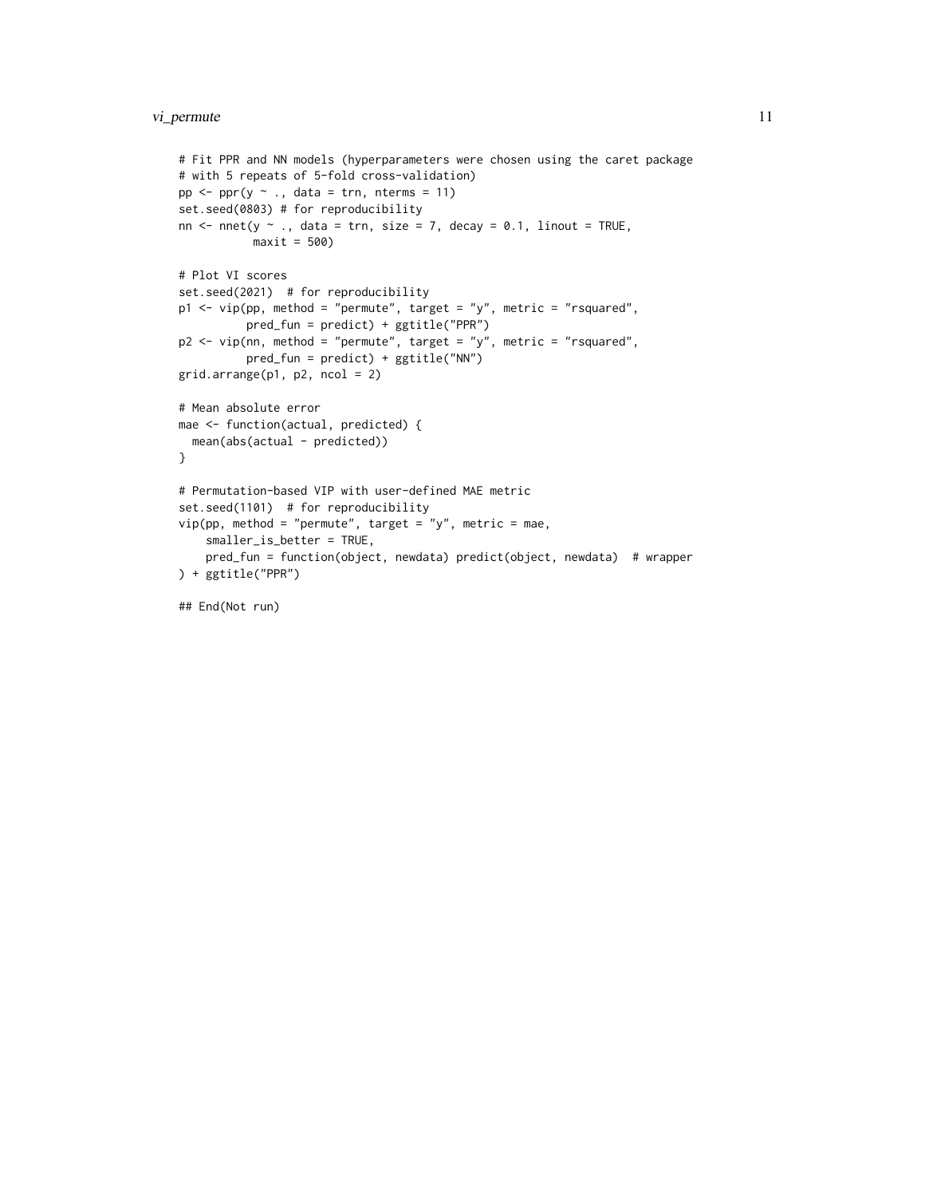```
# Fit PPR and NN models (hyperparameters were chosen using the caret package
# with 5 repeats of 5-fold cross-validation)
pp <- ppr(y ~ ., data = trn, nterms = 11)
set.seed(0803) # for reproducibility
nn <- nnet(y ~ ., data = trn, size = 7, decay = 0.1, linout = TRUE,
           maxit = 500)

# Plot VI scores
set.seed(2021)  # for reproducibility
p1 <- vip(pp, method = "permute", target = "y", metric = "rsquared",
          pred_fun = predict) + ggtitle("PPR")
p2 <- vip(nn, method = "permute", target = "y", metric = "rsquared",
          pred_fun = predict) + ggtitle("NN")
grid.arrange(p1, p2, ncol = 2)

# Mean absolute error
mae <- function(actual, predicted) {
  mean(abs(actual - predicted))
}

# Permutation-based VIP with user-defined MAE metric
set.seed(1101)  # for reproducibility
vip(pp, method = "permute", target = "y", metric = mae,
    smaller_is_better = TRUE,
    pred_fun = function(object, newdata) predict(object, newdata)  # wrapper
) + ggtitle("PPR")

## End(Not run)
```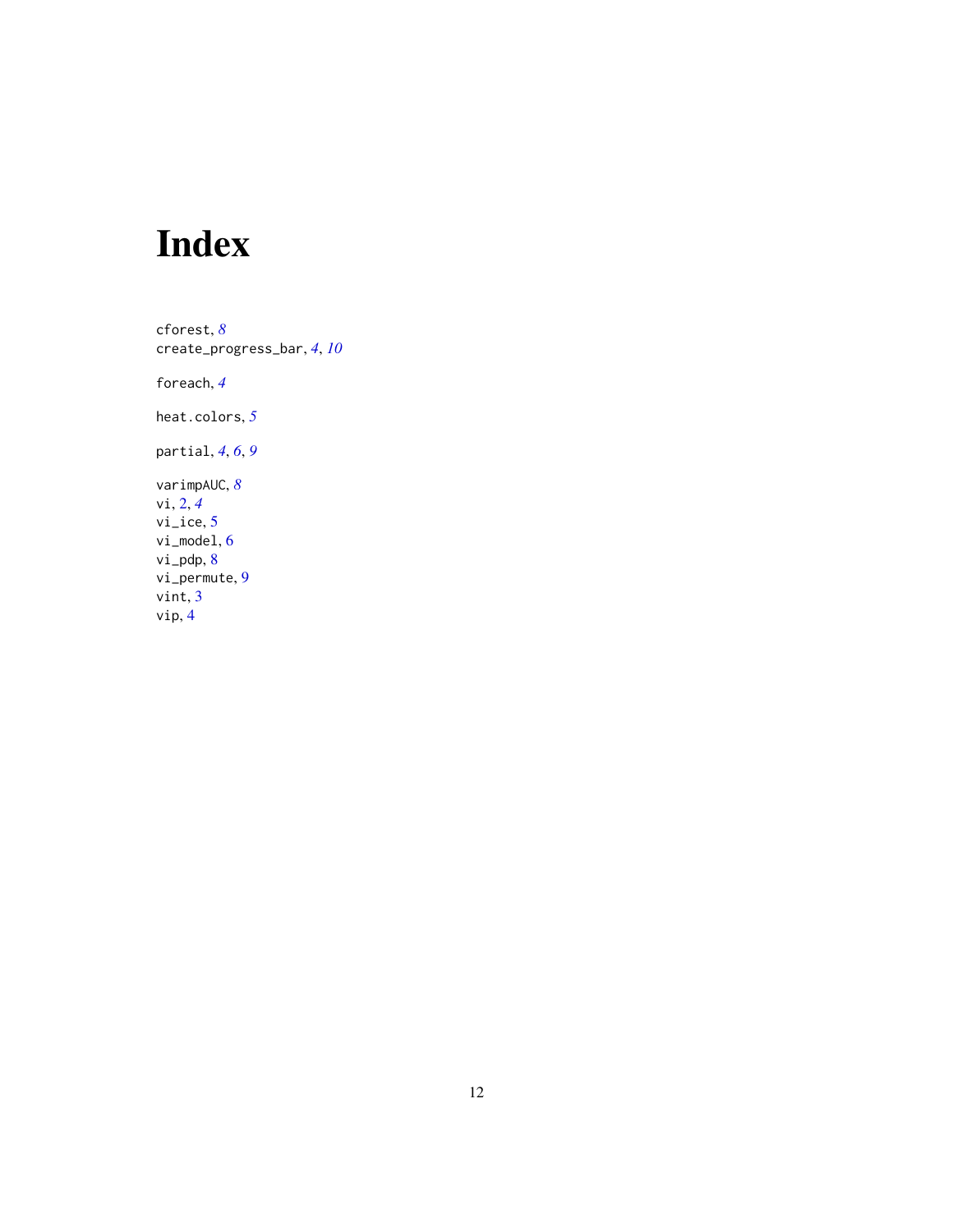# Index

cforest, *8*
create_progress_bar, *4*, *10*

foreach, *4*

heat.colors, *5*

partial, *4*, *6*, *9*

varimpAUC, *8*
vi, 2, *4*
vi_ice, 5
vi_model, 6
vi_pdp, 8
vi_permute, 9
vint, 3
vip, 4